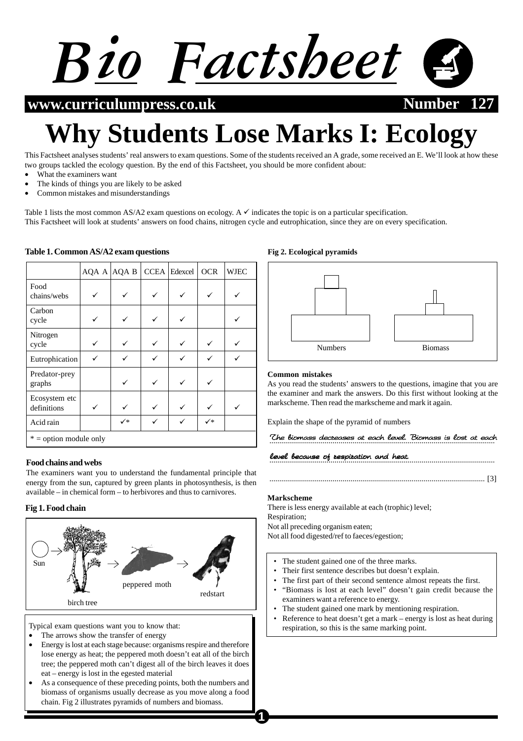# Bio Factsheet

**www.curriculumpress.co.uk** **Number 127**

# Why Students Lose Marks I: Ecology

This Factsheet analyses students' real answers to exam questions. Some of the students received an A grade, some received an E. We'll look at how these two groups tackled the ecology question. By the end of this Factsheet, you should be more confident about:

- What the examiners want
- The kinds of things you are likely to be asked
- Common mistakes and misunderstandings

Table 1 lists the most common AS/A2 exam questions on ecology. A ✓ indicates the topic is on a particular specification.
This Factsheet will look at students' answers on food chains, nitrogen cycle and eutrophication, since they are on every specification.

**Table 1. Common AS/A2 exam questions**

| | AQA A | AQA B | CCEA | Edexcel | OCR | WJEC |
|---|---|---|---|---|---|---|
| Food chains/webs | ✓ | ✓ | ✓ | ✓ | ✓ | ✓ |
| Carbon cycle | ✓ | ✓ | ✓ | ✓ | | ✓ |
| Nitrogen cycle | ✓ | ✓ | ✓ | ✓ | ✓ | ✓ |
| Eutrophication | ✓ | ✓ | ✓ | ✓ | ✓ | ✓ |
| Predator-prey graphs | | ✓ | ✓ | ✓ | ✓ | |
| Ecosystem etc definitions | ✓ | ✓ | ✓ | ✓ | ✓ | ✓ |
| Acid rain | | ✓* | ✓ | ✓ | ✓* | |

\* = option module only

### Food chains and webs

The examiners want you to understand the fundamental principle that energy from the sun, captured by green plants in photosynthesis, is then available – in chemical form – to herbivores and thus to carnivores.

**Fig 1. Food chain**

Sun → birch tree → peppered moth → redstart

Typical exam questions want you to know that:

- The arrows show the transfer of energy
- Energy is lost at each stage because: organisms respire and therefore lose energy as heat; the peppered moth doesn't eat all of the birch tree; the peppered moth can't digest all of the birch leaves it does eat – energy is lost in the egested material
- As a consequence of these preceding points, both the numbers and biomass of organisms usually decrease as you move along a food chain. Fig 2 illustrates pyramids of numbers and biomass.

**Fig 2. Ecological pyramids**

Numbers Biomass

### Common mistakes

As you read the students' answers to the questions, imagine that you are the examiner and mark the answers. Do this first without looking at the markscheme. Then read the markscheme and mark it again.

Explain the shape of the pyramid of numbers

*The biomass decreases at each level. Biomass is lost at each level because of respiration and heat.*

............................................................................................................ [3]

**Markscheme**

There is less energy available at each (trophic) level;
Respiration;
Not all preceding organism eaten;
Not all food digested/ref to faeces/egestion;

- The student gained one of the three marks.
- Their first sentence describes but doesn't explain.
- The first part of their second sentence almost repeats the first.
- "Biomass is lost at each level" doesn't gain credit because the examiners want a reference to energy.
- The student gained one mark by mentioning respiration.
- Reference to heat doesn't get a mark – energy is lost as heat during respiration, so this is the same marking point.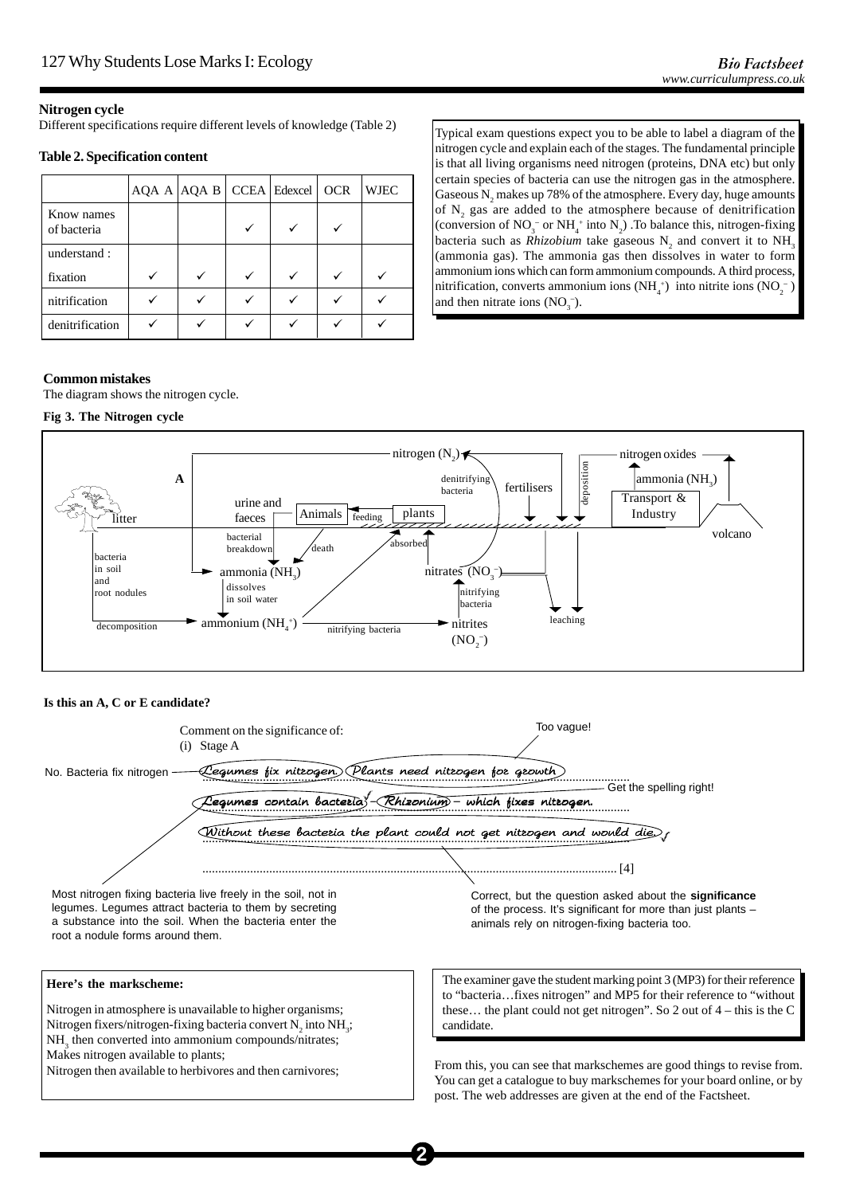### Nitrogen cycle

Different specifications require different levels of knowledge (Table 2)

**Table 2. Specification content**

| | AQA A | AQA B | CCEA | Edexcel | OCR | WJEC |
|---|---|---|---|---|---|---|
| Know names of bacteria | | | ✓ | ✓ | ✓ | |
| understand : fixation | ✓ | ✓ | ✓ | ✓ | ✓ | ✓ |
| nitrification | ✓ | ✓ | ✓ | ✓ | ✓ | ✓ |
| denitrification | ✓ | ✓ | ✓ | ✓ | ✓ | ✓ |

Typical exam questions expect you to be able to label a diagram of the nitrogen cycle and explain each of the stages. The fundamental principle is that all living organisms need nitrogen (proteins, DNA etc) but only certain species of bacteria can use the nitrogen gas in the atmosphere. Gaseous $N_2$ makes up 78% of the atmosphere. Every day, huge amounts of $N_2$ gas are added to the atmosphere because of denitrification (conversion of $NO_3^-$ or $NH_4^+$ into $N_2$) .To balance this, nitrogen-fixing bacteria such as *Rhizobium* take gaseous $N_2$ and convert it to $NH_3$ (ammonia gas). The ammonia gas then dissolves in water to form ammonium ions which can form ammonium compounds. A third process, nitrification, converts ammonium ions ($NH_4^+$) into nitrite ions ($NO_2^-$) and then nitrate ions ($NO_3^-$).

### Common mistakes

The diagram shows the nitrogen cycle.

**Fig 3. The Nitrogen cycle**

nitrogen ($N_2$); A; denitrifying bacteria; fertilisers; deposition; nitrogen oxides; ammonia ($NH_3$); Transport & Industry; volcano; urine and faeces; Animals; feeding; plants; litter; bacterial breakdown; death; absorbed; bacteria in soil and root nodules; ammonia ($NH_3$); dissolves in soil water; nitrates ($NO_3^-$); nitrifying bacteria; leaching; decomposition; ammonium ($NH_4^+$); nitrifying bacteria; nitrites ($NO_2^-$)

**Is this an A, C or E candidate?**

Comment on the significance of:
(i) Stage A

*Legumes fix nitrogen. Plants need nitrogen for growth*

*Legumes contain bacteria* ✓ *– Rhizonium – which fixes nitrogen.*

*Without these bacteria the plant could not get nitrogen and would die.* ✓

............................................................ [4]

Examiner comments:
- No. Bacteria fix nitrogen
- Too vague!
- Get the spelling right!
- Most nitrogen fixing bacteria live freely in the soil, not in legumes. Legumes attract bacteria to them by secreting a substance into the soil. When the bacteria enter the root a nodule forms around them.
- Correct, but the question asked about the **significance** of the process. It's significant for more than just plants – animals rely on nitrogen-fixing bacteria too.

**Here's the markscheme:**

Nitrogen in atmosphere is unavailable to higher organisms;
Nitrogen fixers/nitrogen-fixing bacteria convert $N_2$ into $NH_3$;
$NH_3$ then converted into ammonium compounds/nitrates;
Makes nitrogen available to plants;
Nitrogen then available to herbivores and then carnivores;

The examiner gave the student marking point 3 (MP3) for their reference to "bacteria…fixes nitrogen" and MP5 for their reference to "without these… the plant could not get nitrogen". So 2 out of 4 – this is the C candidate.

From this, you can see that markschemes are good things to revise from. You can get a catalogue to buy markschemes for your board online, or by post. The web addresses are given at the end of the Factsheet.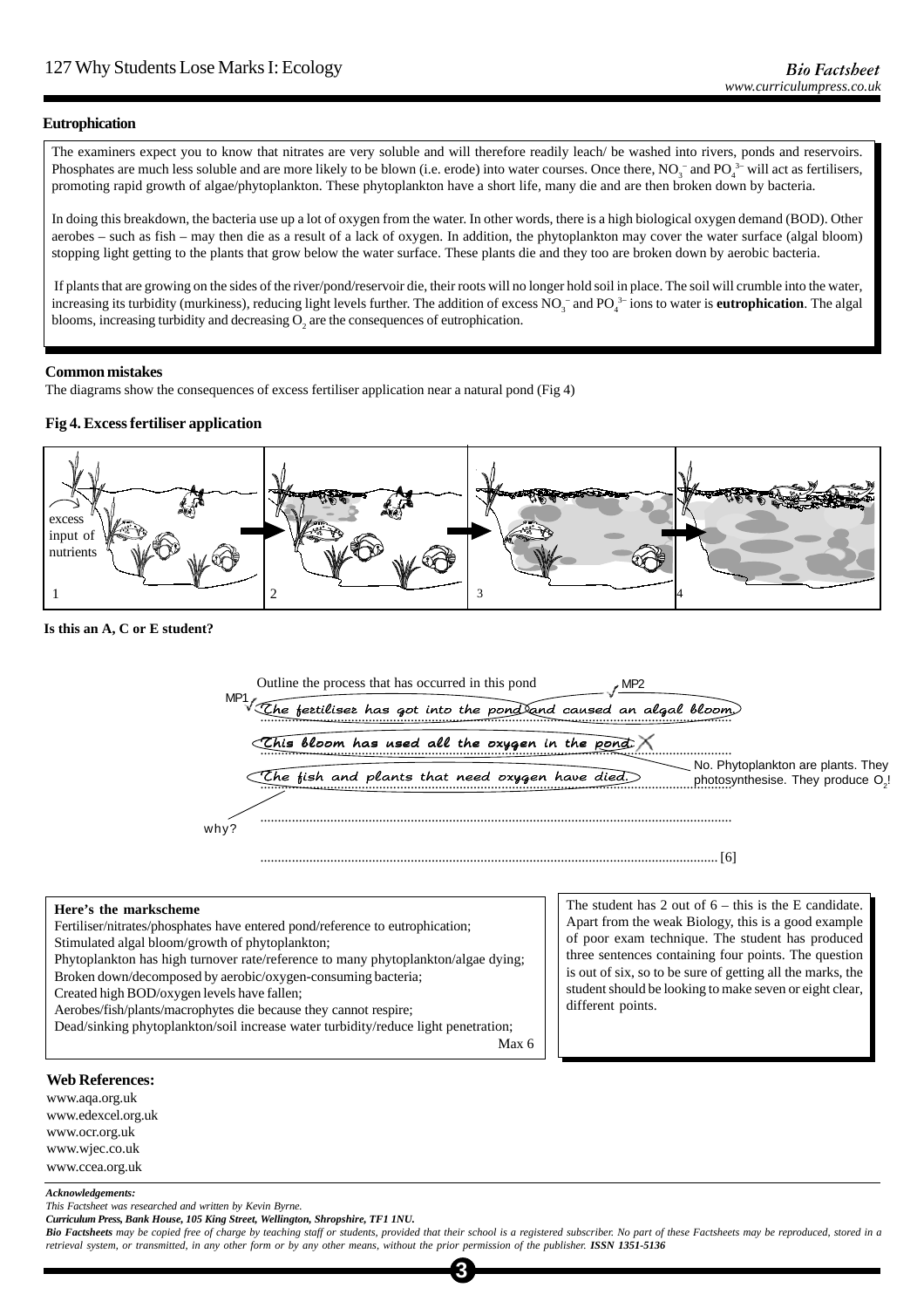### Eutrophication

The examiners expect you to know that nitrates are very soluble and will therefore readily leach/ be washed into rivers, ponds and reservoirs. Phosphates are much less soluble and are more likely to be blown (i.e. erode) into water courses. Once there, $NO_3^-$ and $PO_4^{3-}$ will act as fertilisers, promoting rapid growth of algae/phytoplankton. These phytoplankton have a short life, many die and are then broken down by bacteria.

In doing this breakdown, the bacteria use up a lot of oxygen from the water. In other words, there is a high biological oxygen demand (BOD). Other aerobes – such as fish – may then die as a result of a lack of oxygen. In addition, the phytoplankton may cover the water surface (algal bloom) stopping light getting to the plants that grow below the water surface. These plants die and they too are broken down by aerobic bacteria.

If plants that are growing on the sides of the river/pond/reservoir die, their roots will no longer hold soil in place. The soil will crumble into the water, increasing its turbidity (murkiness), reducing light levels further. The addition of excess $NO_3^-$ and $PO_4^{3-}$ ions to water is **eutrophication**. The algal blooms, increasing turbidity and decreasing $O_2$ are the consequences of eutrophication.

### Common mistakes

The diagrams show the consequences of excess fertiliser application near a natural pond (Fig 4)

**Fig 4. Excess fertiliser application**

excess input of nutrients

1

2

3

4

**Is this an A, C or E student?**

Outline the process that has occurred in this pond

MP1 ✓ *The fertiliser has got into the pond* MP2 ✓ *and caused an algal bloom.*

*This bloom has used all the oxygen in the pond.* ✗ No. Phytoplankton are plants. They photosynthesise. They produce $O_2$!

*The fish and plants that need oxygen have died.* why?

[6]

**Here's the markscheme**

Fertiliser/nitrates/phosphates have entered pond/reference to eutrophication;
Stimulated algal bloom/growth of phytoplankton;
Phytoplankton has high turnover rate/reference to many phytoplankton/algae dying;
Broken down/decomposed by aerobic/oxygen-consuming bacteria;
Created high BOD/oxygen levels have fallen;
Aerobes/fish/plants/macrophytes die because they cannot respire;
Dead/sinking phytoplankton/soil increase water turbidity/reduce light penetration;

Max 6

The student has 2 out of 6 – this is the E candidate. Apart from the weak Biology, this is a good example of poor exam technique. The student has produced three sentences containing four points. The question is out of six, so to be sure of getting all the marks, the student should be looking to make seven or eight clear, different points.

### Web References:

www.aqa.org.uk
www.edexcel.org.uk
www.ocr.org.uk
www.wjec.co.uk
www.ccea.org.uk

***Acknowledgements:***
*This Factsheet was researched and written by Kevin Byrne.*
***Curriculum Press, Bank House, 105 King Street, Wellington, Shropshire, TF1 1NU.***
***Bio Factsheets*** *may be copied free of charge by teaching staff or students, provided that their school is a registered subscriber. No part of these Factsheets may be reproduced, stored in a retrieval system, or transmitted, in any other form or by any other means, without the prior permission of the publisher.* ***ISSN 1351-5136***